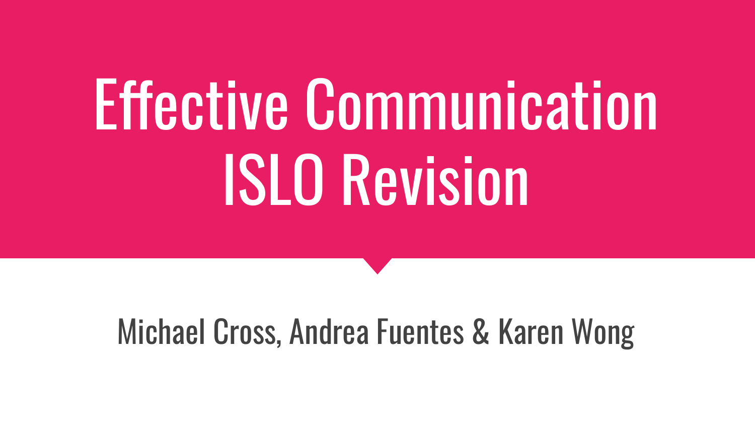# Effective Communication ISLO Revision

Michael Cross, Andrea Fuentes & Karen Wong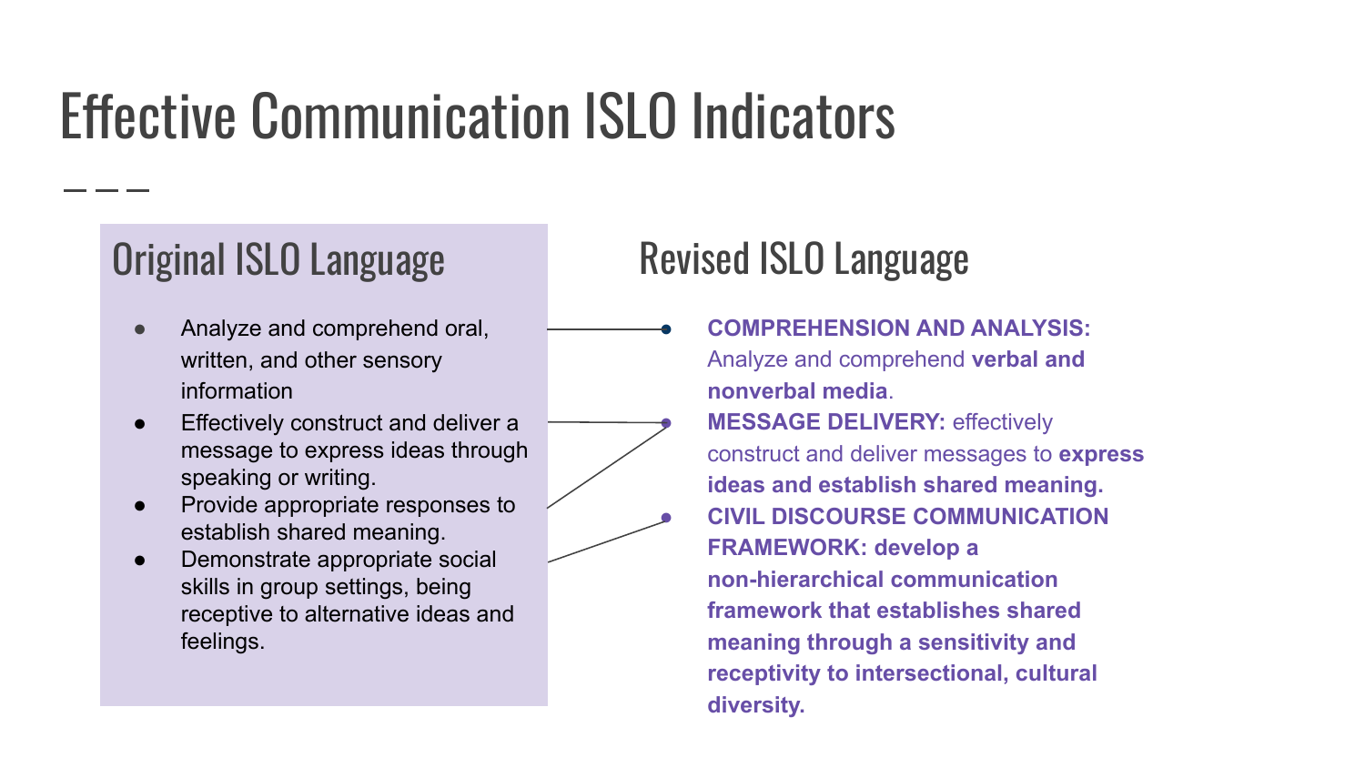# Effective Communication ISLO Indicators

## Original ISLO Language

- Analyze and comprehend oral, written, and other sensory information
- Effectively construct and deliver a message to express ideas through speaking or writing.
- Provide appropriate responses to establish shared meaning.
- Demonstrate appropriate social skills in group settings, being receptive to alternative ideas and feelings.

## Revised ISLO Language

- **COMPREHENSION AND ANALYSIS:** Analyze and comprehend **verbal and nonverbal media**.
- **MESSAGE DELIVERY:** effectively construct and deliver messages to **express ideas and establish shared meaning.**
- **CIVIL DISCOURSE COMMUNICATION FRAMEWORK: develop a non-hierarchical communication framework that establishes shared meaning through a sensitivity and receptivity to intersectional, cultural diversity.**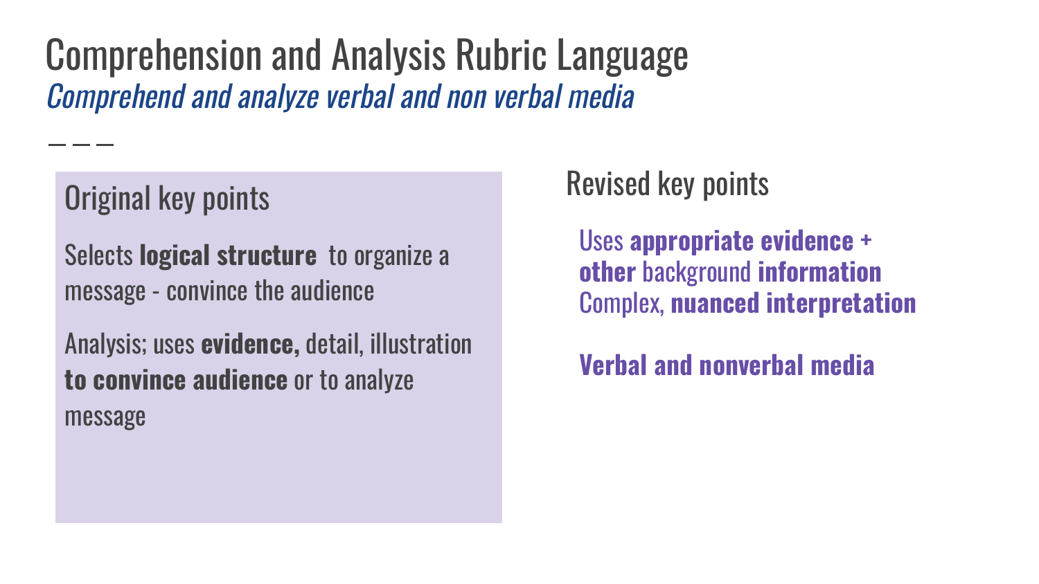# Comprehension and Analysis Rubric Language

*Comprehend and analyze verbal and non verbal media*

## Original key points

Selects **logical structure** to organize a message - convince the audience

Analysis; uses **evidence,** detail, illustration **to convince audience** or to analyze message

## Revised key points

Uses **appropriate evidence + other** background **information**
Complex, **nuanced interpretation**

**Verbal and nonverbal media**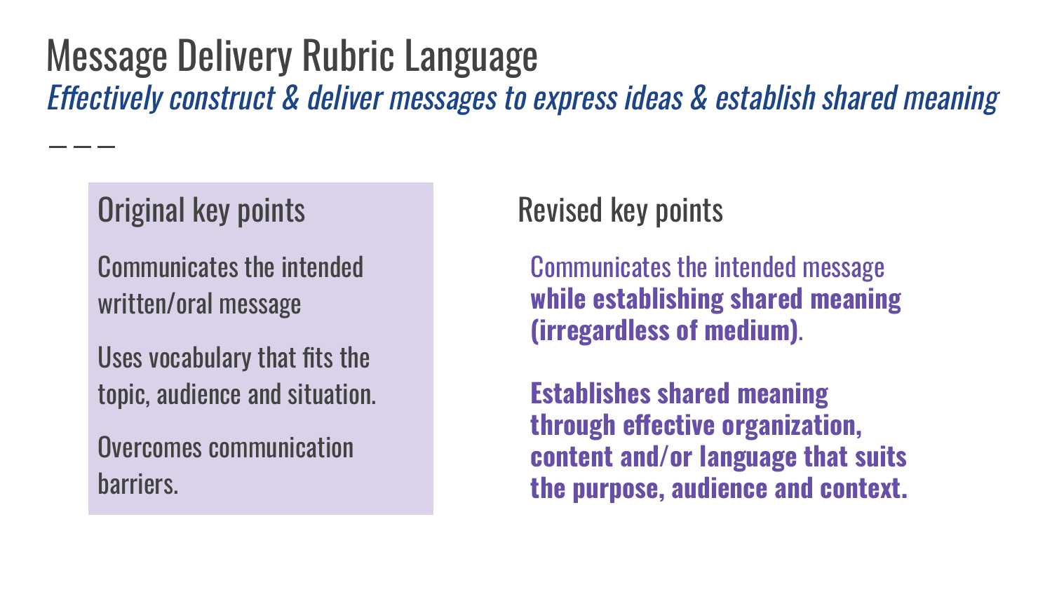# Message Delivery Rubric Language

*Effectively construct & deliver messages to express ideas & establish shared meaning*

---

## Original key points

Communicates the intended written/oral message

Uses vocabulary that fits the topic, audience and situation.

Overcomes communication barriers.

## Revised key points

Communicates the intended message **while establishing shared meaning (irregardless of medium)**.

**Establishes shared meaning through effective organization, content and/or language that suits the purpose, audience and context.**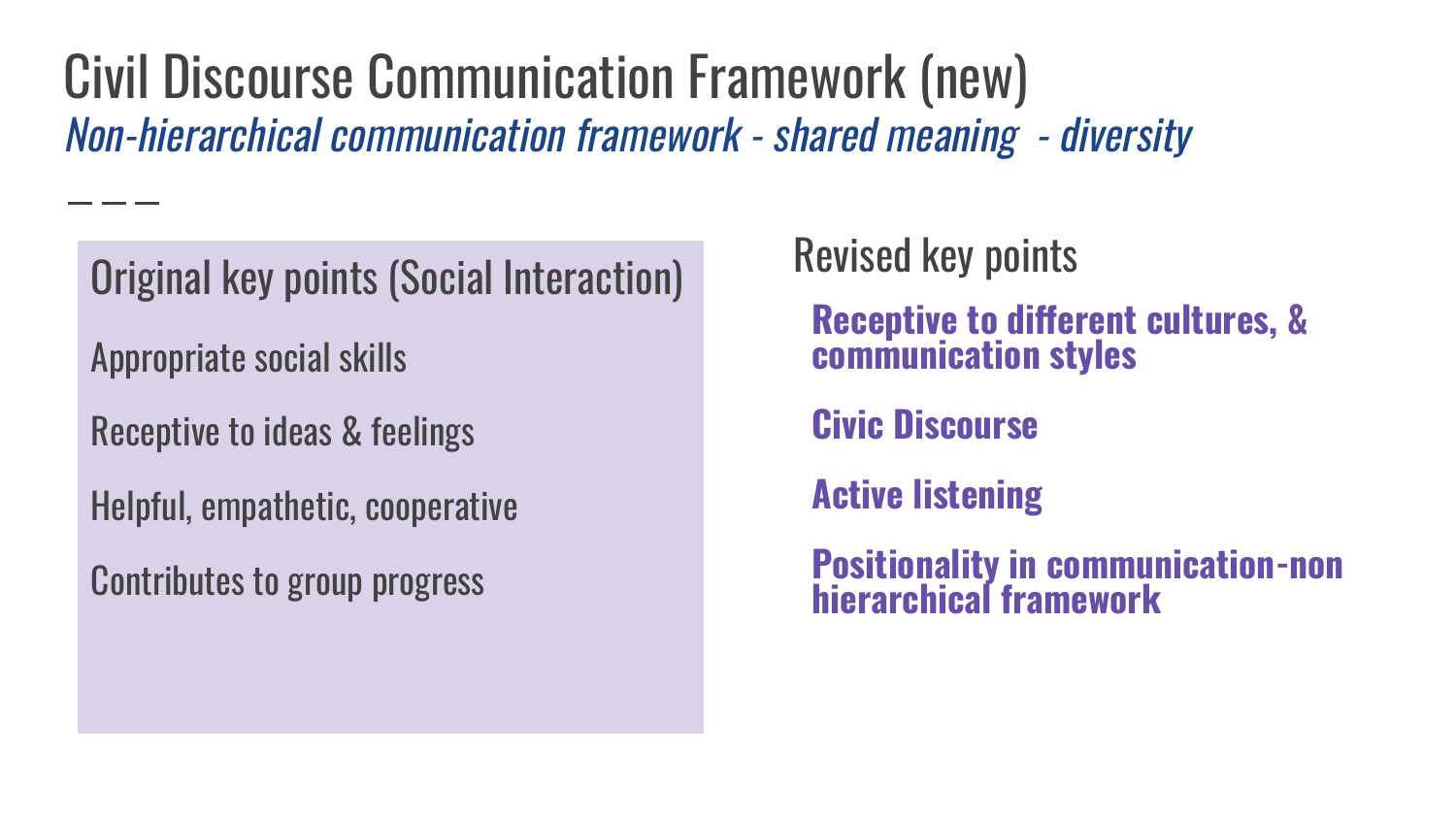# Civil Discourse Communication Framework (new)

*Non-hierarchical communication framework - shared meaning - diversity*

## Original key points (Social Interaction)

Appropriate social skills

Receptive to ideas & feelings

Helpful, empathetic, cooperative

Contributes to group progress

## Revised key points

**Receptive to different cultures, & communication styles**

**Civic Discourse**

**Active listening**

**Positionality in communication-non hierarchical framework**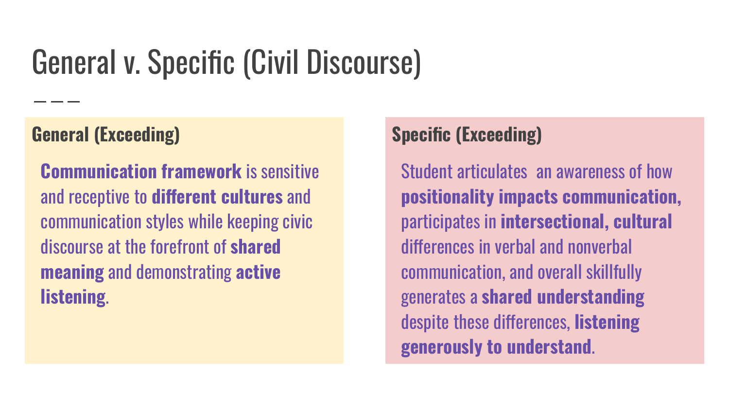# General v. Specific (Civil Discourse)

## General (Exceeding)

**Communication framework** is sensitive and receptive to **different cultures** and communication styles while keeping civic discourse at the forefront of **shared meaning** and demonstrating **active listening**.

## Specific (Exceeding)

Student articulates an awareness of how **positionality impacts communication,** participates in **intersectional, cultural** differences in verbal and nonverbal communication, and overall skillfully generates a **shared understanding** despite these differences, **listening generously to understand**.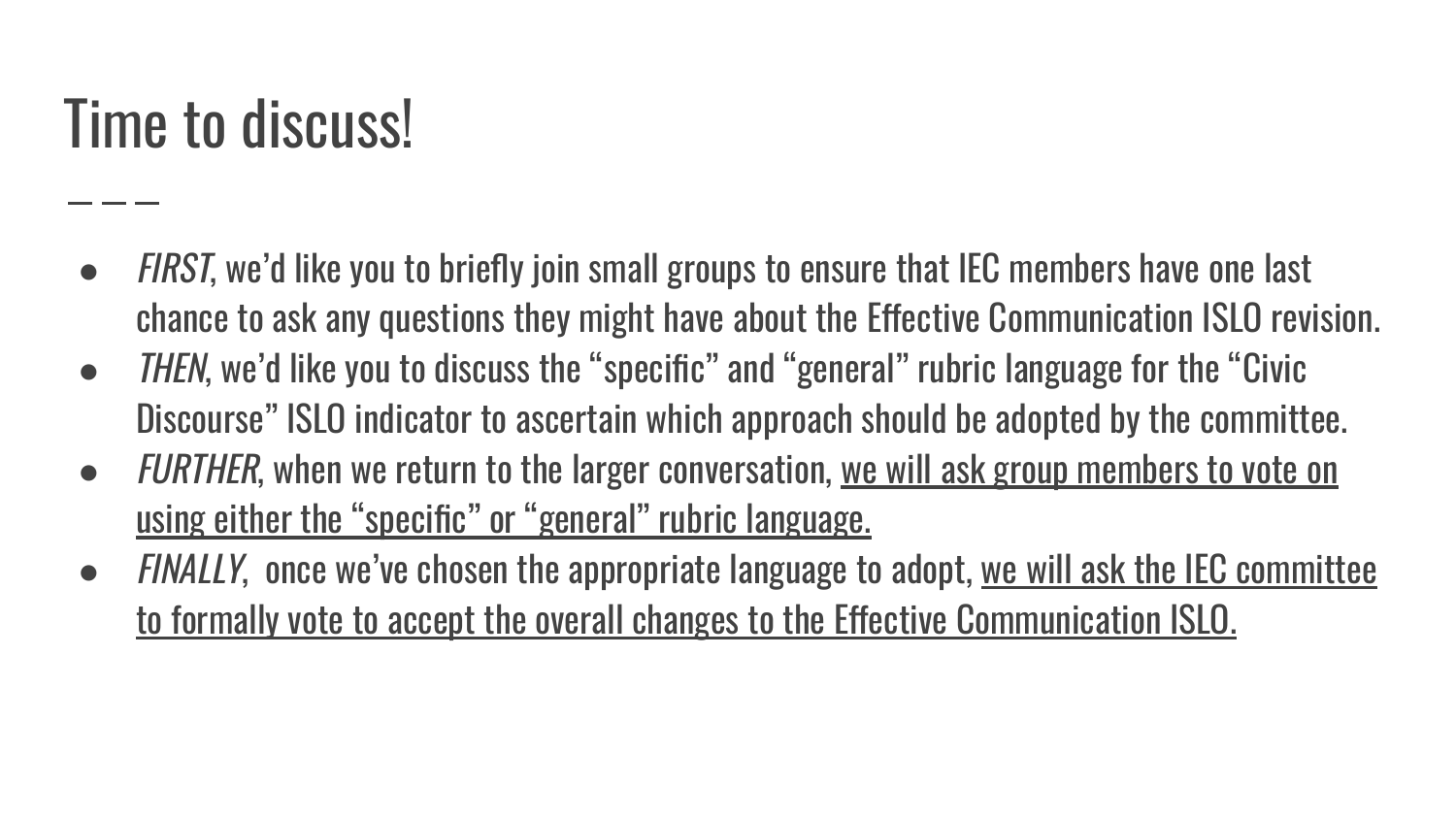# Time to discuss!

- *FIRST*, we'd like you to briefly join small groups to ensure that IEC members have one last chance to ask any questions they might have about the Effective Communication ISLO revision.
- *THEN*, we'd like you to discuss the "specific" and "general" rubric language for the "Civic Discourse" ISLO indicator to ascertain which approach should be adopted by the committee.
- *FURTHER*, when we return to the larger conversation, <u>we will ask group members to vote on using either the "specific" or "general" rubric language.</u>
- *FINALLY*, once we've chosen the appropriate language to adopt, <u>we will ask the IEC committee to formally vote to accept the overall changes to the Effective Communication ISLO.</u>